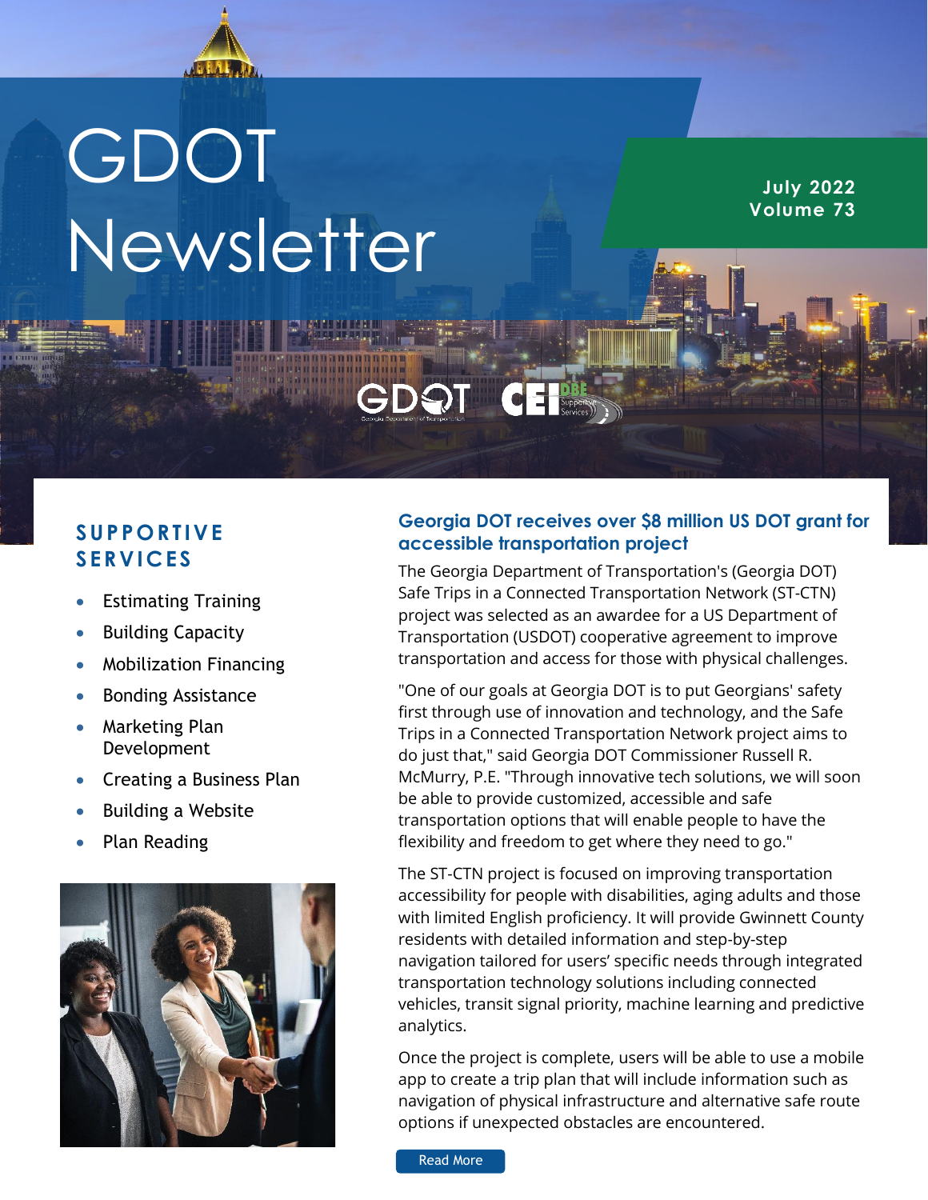# GDOT Newsletter

**July 2022**
**Volume 73**

## SUPPORTIVE SERVICES

- Estimating Training
- Building Capacity
- Mobilization Financing
- Bonding Assistance
- Marketing Plan Development
- Creating a Business Plan
- Building a Website
- Plan Reading

## Georgia DOT receives over $8 million US DOT grant for accessible transportation project

The Georgia Department of Transportation's (Georgia DOT) Safe Trips in a Connected Transportation Network (ST-CTN) project was selected as an awardee for a US Department of Transportation (USDOT) cooperative agreement to improve transportation and access for those with physical challenges.

"One of our goals at Georgia DOT is to put Georgians' safety first through use of innovation and technology, and the Safe Trips in a Connected Transportation Network project aims to do just that," said Georgia DOT Commissioner Russell R. McMurry, P.E. "Through innovative tech solutions, we will soon be able to provide customized, accessible and safe transportation options that will enable people to have the flexibility and freedom to get where they need to go."

The ST-CTN project is focused on improving transportation accessibility for people with disabilities, aging adults and those with limited English proficiency. It will provide Gwinnett County residents with detailed information and step-by-step navigation tailored for users' specific needs through integrated transportation technology solutions including connected vehicles, transit signal priority, machine learning and predictive analytics.

Once the project is complete, users will be able to use a mobile app to create a trip plan that will include information such as navigation of physical infrastructure and alternative safe route options if unexpected obstacles are encountered.

Read More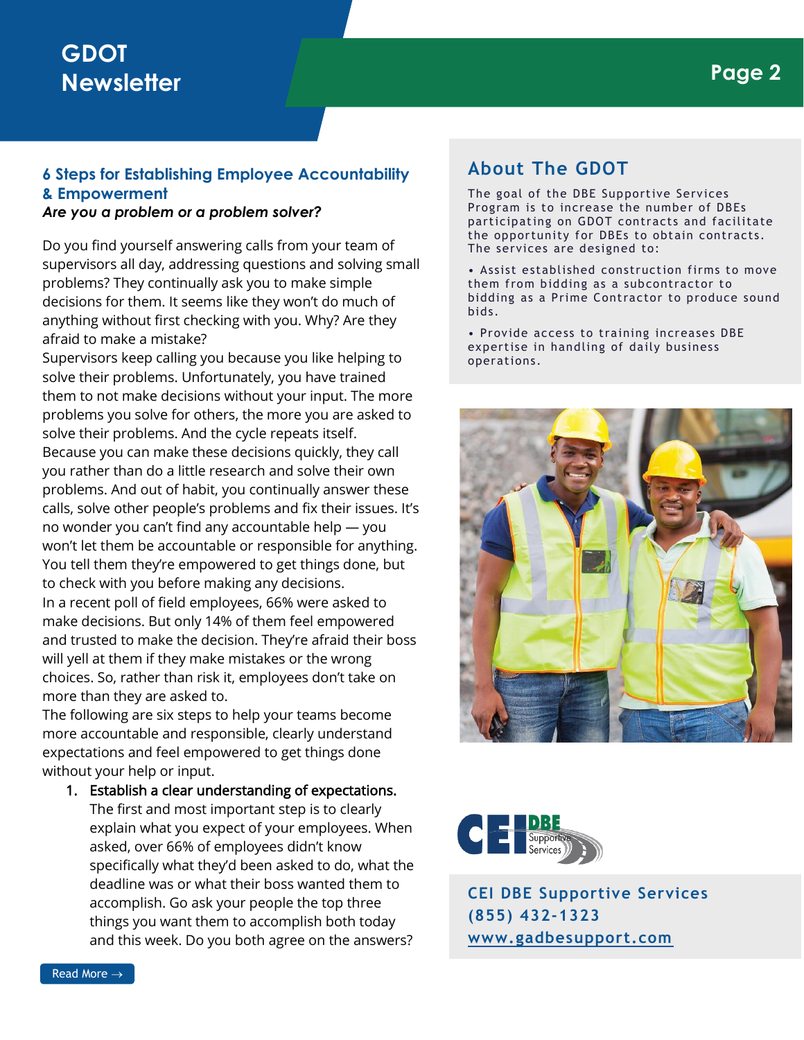## 6 Steps for Establishing Employee Accountability & Empowerment

***Are you a problem or a problem solver?***

Do you find yourself answering calls from your team of supervisors all day, addressing questions and solving small problems? They continually ask you to make simple decisions for them. It seems like they won't do much of anything without first checking with you. Why? Are they afraid to make a mistake?

Supervisors keep calling you because you like helping to solve their problems. Unfortunately, you have trained them to not make decisions without your input. The more problems you solve for others, the more you are asked to solve their problems. And the cycle repeats itself.

Because you can make these decisions quickly, they call you rather than do a little research and solve their own problems. And out of habit, you continually answer these calls, solve other people's problems and fix their issues. It's no wonder you can't find any accountable help — you won't let them be accountable or responsible for anything. You tell them they're empowered to get things done, but to check with you before making any decisions.

In a recent poll of field employees, 66% were asked to make decisions. But only 14% of them feel empowered and trusted to make the decision. They're afraid their boss will yell at them if they make mistakes or the wrong choices. So, rather than risk it, employees don't take on more than they are asked to.

The following are six steps to help your teams become more accountable and responsible, clearly understand expectations and feel empowered to get things done without your help or input.

1. Establish a clear understanding of expectations.
   The first and most important step is to clearly explain what you expect of your employees. When asked, over 66% of employees didn't know specifically what they'd been asked to do, what the deadline was or what their boss wanted them to accomplish. Go ask your people the top three things you want them to accomplish both today and this week. Do you both agree on the answers?

Read More →

## About The GDOT

The goal of the DBE Supportive Services Program is to increase the number of DBEs participating on GDOT contracts and facilitate the opportunity for DBEs to obtain contracts. The services are designed to:

- Assist established construction firms to move them from bidding as a subcontractor to bidding as a Prime Contractor to produce sound bids.
- Provide access to training increases DBE expertise in handling of daily business operations.

CEI DBE Supportive Services

**CEI DBE Supportive Services**
**(855) 432-1323**
**www.gadbesupport.com**